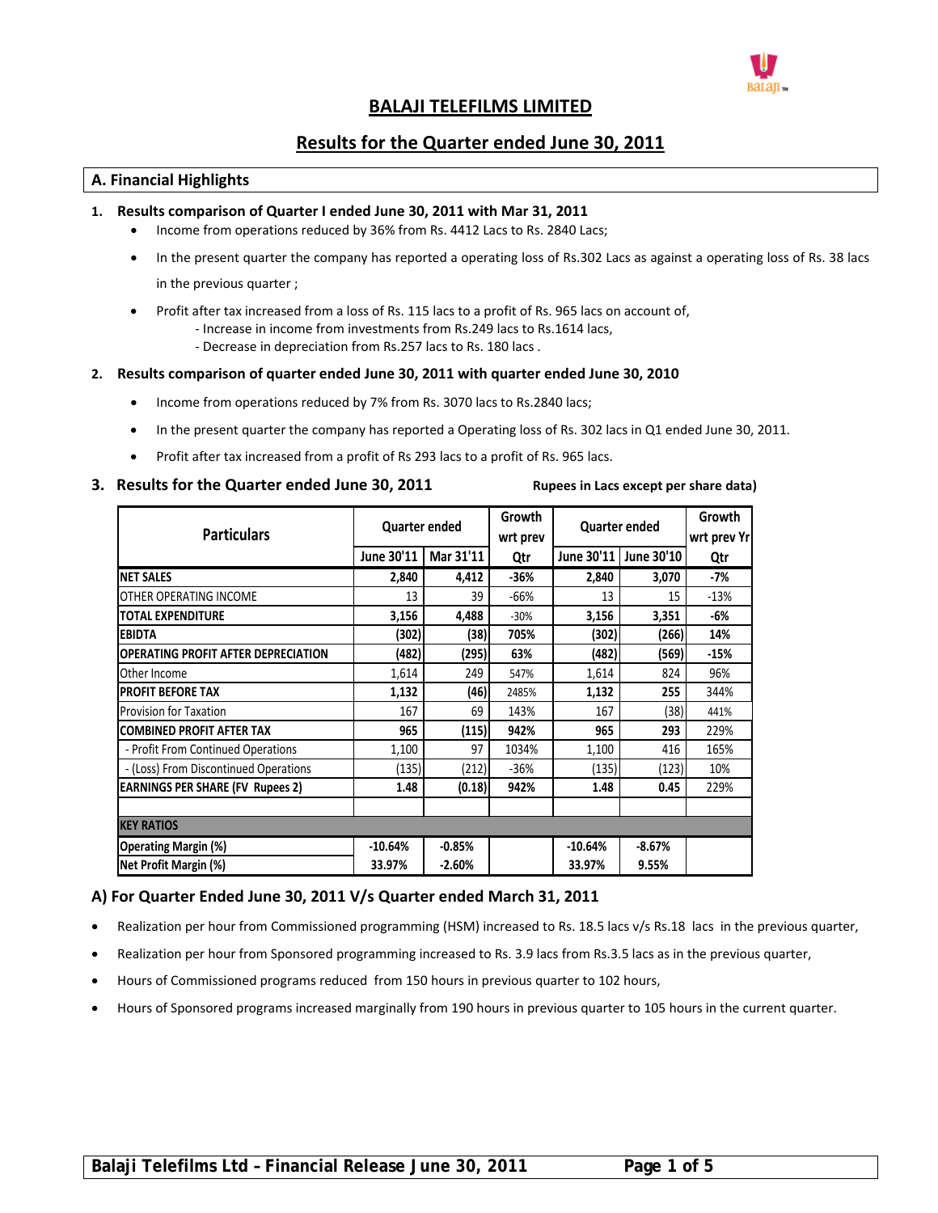# BALAJI TELEFILMS LIMITED

## Results for the Quarter ended June 30, 2011

### A. Financial Highlights

**1. Results comparison of Quarter I ended June 30, 2011 with Mar 31, 2011**

- Income from operations reduced by 36% from Rs. 4412 Lacs to Rs. 2840 Lacs;
- In the present quarter the company has reported a operating loss of Rs.302 Lacs as against a operating loss of Rs. 38 lacs in the previous quarter ;
- Profit after tax increased from a loss of Rs. 115 lacs to a profit of Rs. 965 lacs on account of,
  - Increase in income from investments from Rs.249 lacs to Rs.1614 lacs,
  - Decrease in depreciation from Rs.257 lacs to Rs. 180 lacs .

**2. Results comparison of quarter ended June 30, 2011 with quarter ended June 30, 2010**

- Income from operations reduced by 7% from Rs. 3070 lacs to Rs.2840 lacs;
- In the present quarter the company has reported a Operating loss of Rs. 302 lacs in Q1 ended June 30, 2011.
- Profit after tax increased from a profit of Rs 293 lacs to a profit of Rs. 965 lacs.

**3. Results for the Quarter ended June 30, 2011**

Rupees in Lacs except per share data)

| Particulars | Quarter ended | | Growth wrt prev Qtr | Quarter ended | | Growth wrt prev Yr Qtr |
|---|---|---|---|---|---|---|
| | June 30'11 | Mar 31'11 | | June 30'11 | June 30'10 | |
| **NET SALES** | **2,840** | **4,412** | **-36%** | **2,840** | **3,070** | **-7%** |
| OTHER OPERATING INCOME | 13 | 39 | -66% | 13 | 15 | -13% |
| **TOTAL EXPENDITURE** | **3,156** | **4,488** | -30% | **3,156** | **3,351** | **-6%** |
| **EBIDTA** | **(302)** | **(38)** | **705%** | **(302)** | **(266)** | **14%** |
| **OPERATING PROFIT AFTER DEPRECIATION** | **(482)** | **(295)** | **63%** | **(482)** | **(569)** | **-15%** |
| Other Income | 1,614 | 249 | 547% | 1,614 | 824 | 96% |
| **PROFIT BEFORE TAX** | **1,132** | **(46)** | 2485% | **1,132** | **255** | 344% |
| Provision for Taxation | 167 | 69 | 143% | 167 | (38) | 441% |
| **COMBINED PROFIT AFTER TAX** | **965** | **(115)** | **942%** | **965** | **293** | 229% |
| - Profit From Continued Operations | 1,100 | 97 | 1034% | 1,100 | 416 | 165% |
| - (Loss) From Discontinued Operations | (135) | (212) | -36% | (135) | (123) | 10% |
| **EARNINGS PER SHARE (FV Rupees 2)** | **1.48** | **(0.18)** | **942%** | **1.48** | **0.45** | 229% |
| | | | | | | |
| **KEY RATIOS** | | | | | | |
| **Operating Margin (%)** | **-10.64%** | **-0.85%** | | **-10.64%** | **-8.67%** | |
| **Net Profit Margin (%)** | **33.97%** | **-2.60%** | | **33.97%** | **9.55%** | |

### A) For Quarter Ended June 30, 2011 V/s Quarter ended March 31, 2011

- Realization per hour from Commissioned programming (HSM) increased to Rs. 18.5 lacs v/s Rs.18 lacs in the previous quarter,
- Realization per hour from Sponsored programming increased to Rs. 3.9 lacs from Rs.3.5 lacs as in the previous quarter,
- Hours of Commissioned programs reduced from 150 hours in previous quarter to 102 hours,
- Hours of Sponsored programs increased marginally from 190 hours in previous quarter to 105 hours in the current quarter.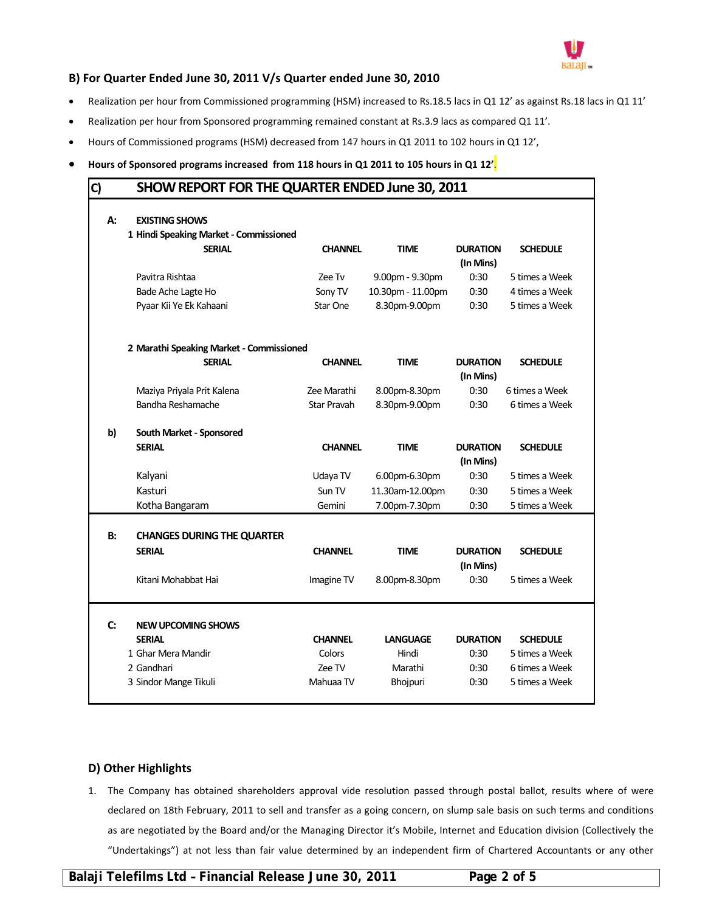## B) For Quarter Ended June 30, 2011 V/s Quarter ended June 30, 2010

- Realization per hour from Commissioned programming (HSM) increased to Rs.18.5 lacs in Q1 12' as against Rs.18 lacs in Q1 11'
- Realization per hour from Sponsored programming remained constant at Rs.3.9 lacs as compared Q1 11'.
- Hours of Commissioned programs (HSM) decreased from 147 hours in Q1 2011 to 102 hours in Q1 12',
- **Hours of Sponsored programs increased from 118 hours in Q1 2011 to 105 hours in Q1 12'.**

## C) SHOW REPORT FOR THE QUARTER ENDED June 30, 2011

### A: EXISTING SHOWS

**1 Hindi Speaking Market - Commissioned**

| SERIAL | CHANNEL | TIME | DURATION (In Mins) | SCHEDULE |
|---|---|---|---|---|
| Pavitra Rishtaa | Zee Tv | 9.00pm - 9.30pm | 0:30 | 5 times a Week |
| Bade Ache Lagte Ho | Sony TV | 10.30pm - 11.00pm | 0:30 | 4 times a Week |
| Pyaar Kii Ye Ek Kahaani | Star One | 8.30pm-9.00pm | 0:30 | 5 times a Week |

**2 Marathi Speaking Market - Commissioned**

| SERIAL | CHANNEL | TIME | DURATION (In Mins) | SCHEDULE |
|---|---|---|---|---|
| Maziya Priyala Prit Kalena | Zee Marathi | 8.00pm-8.30pm | 0:30 | 6 times a Week |
| Bandha Reshamache | Star Pravah | 8.30pm-9.00pm | 0:30 | 6 times a Week |

**b) South Market - Sponsored**

| SERIAL | CHANNEL | TIME | DURATION (In Mins) | SCHEDULE |
|---|---|---|---|---|
| Kalyani | Udaya TV | 6.00pm-6.30pm | 0:30 | 5 times a Week |
| Kasturi | Sun TV | 11.30am-12.00pm | 0:30 | 5 times a Week |
| Kotha Bangaram | Gemini | 7.00pm-7.30pm | 0:30 | 5 times a Week |

### B: CHANGES DURING THE QUARTER

| SERIAL | CHANNEL | TIME | DURATION (In Mins) | SCHEDULE |
|---|---|---|---|---|
| Kitani Mohabbat Hai | Imagine TV | 8.00pm-8.30pm | 0:30 | 5 times a Week |

### C: NEW UPCOMING SHOWS

| SERIAL | CHANNEL | LANGUAGE | DURATION | SCHEDULE |
|---|---|---|---|---|
| 1 Ghar Mera Mandir | Colors | Hindi | 0:30 | 5 times a Week |
| 2 Gandhari | Zee TV | Marathi | 0:30 | 6 times a Week |
| 3 Sindor Mange Tikuli | Mahuaa TV | Bhojpuri | 0:30 | 5 times a Week |

## D) Other Highlights

1. The Company has obtained shareholders approval vide resolution passed through postal ballot, results where of were declared on 18th February, 2011 to sell and transfer as a going concern, on slump sale basis on such terms and conditions as are negotiated by the Board and/or the Managing Director it's Mobile, Internet and Education division (Collectively the "Undertakings") at not less than fair value determined by an independent firm of Chartered Accountants or any other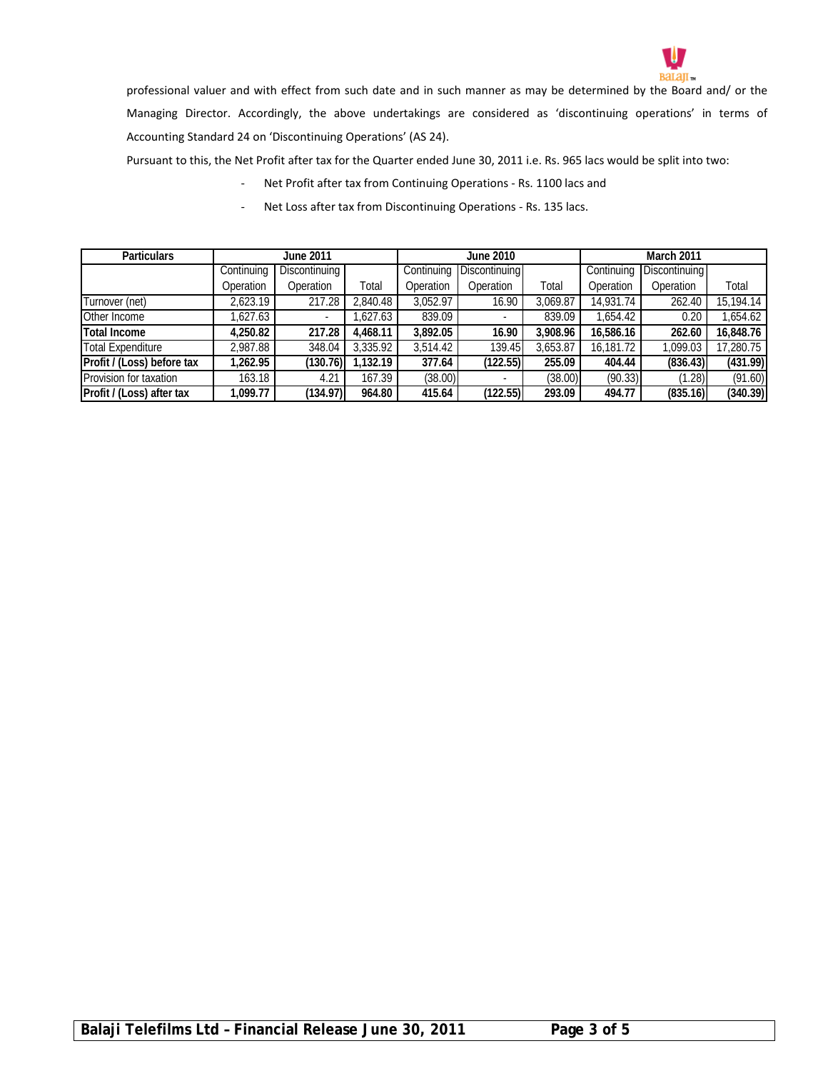professional valuer and with effect from such date and in such manner as may be determined by the Board and/ or the Managing Director. Accordingly, the above undertakings are considered as 'discontinuing operations' in terms of Accounting Standard 24 on 'Discontinuing Operations' (AS 24).

Pursuant to this, the Net Profit after tax for the Quarter ended June 30, 2011 i.e. Rs. 965 lacs would be split into two:

- Net Profit after tax from Continuing Operations - Rs. 1100 lacs and
- Net Loss after tax from Discontinuing Operations - Rs. 135 lacs.

| Particulars | June 2011 | | | June 2010 | | | March 2011 | | |
|---|---|---|---|---|---|---|---|---|---|
| | Continuing Operation | Discontinuing Operation | Total | Continuing Operation | Discontinuing Operation | Total | Continuing Operation | Discontinuing Operation | Total |
| Turnover (net) | 2,623.19 | 217.28 | 2,840.48 | 3,052.97 | 16.90 | 3,069.87 | 14,931.74 | 262.40 | 15,194.14 |
| Other Income | 1,627.63 | - | 1,627.63 | 839.09 | - | 839.09 | 1,654.42 | 0.20 | 1,654.62 |
| **Total Income** | **4,250.82** | **217.28** | **4,468.11** | **3,892.05** | **16.90** | **3,908.96** | **16,586.16** | **262.60** | **16,848.76** |
| Total Expenditure | 2,987.88 | 348.04 | 3,335.92 | 3,514.42 | 139.45 | 3,653.87 | 16,181.72 | 1,099.03 | 17,280.75 |
| **Profit / (Loss) before tax** | **1,262.95** | **(130.76)** | **1,132.19** | **377.64** | **(122.55)** | **255.09** | **404.44** | **(836.43)** | **(431.99)** |
| Provision for taxation | 163.18 | 4.21 | 167.39 | (38.00) | - | (38.00) | (90.33) | (1.28) | (91.60) |
| **Profit / (Loss) after tax** | **1,099.77** | **(134.97)** | **964.80** | **415.64** | **(122.55)** | **293.09** | **494.77** | **(835.16)** | **(340.39)** |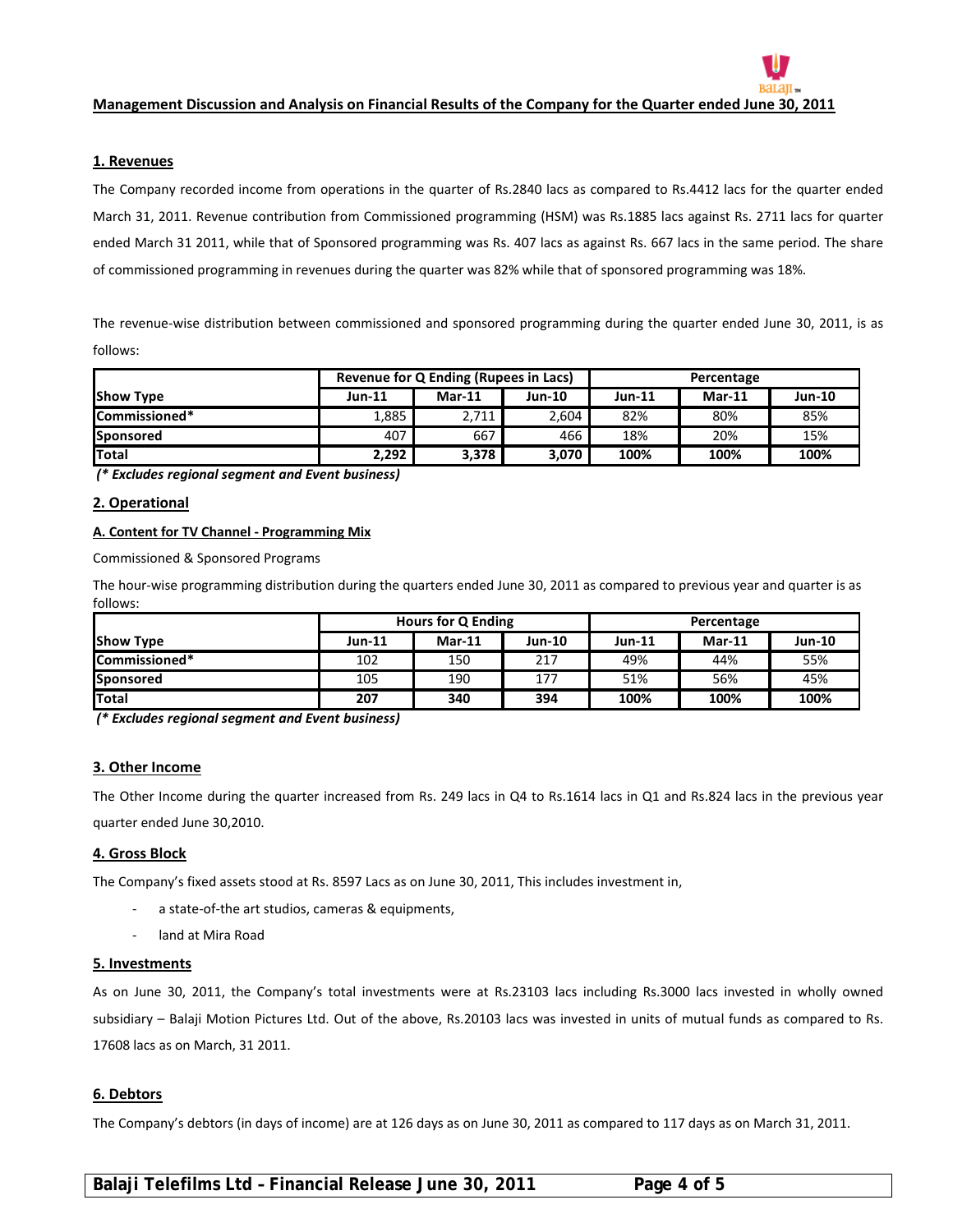## Management Discussion and Analysis on Financial Results of the Company for the Quarter ended June 30, 2011

### 1. Revenues

The Company recorded income from operations in the quarter of Rs.2840 lacs as compared to Rs.4412 lacs for the quarter ended March 31, 2011. Revenue contribution from Commissioned programming (HSM) was Rs.1885 lacs against Rs. 2711 lacs for quarter ended March 31 2011, while that of Sponsored programming was Rs. 407 lacs as against Rs. 667 lacs in the same period. The share of commissioned programming in revenues during the quarter was 82% while that of sponsored programming was 18%.

The revenue-wise distribution between commissioned and sponsored programming during the quarter ended June 30, 2011, is as follows:

| | Revenue for Q Ending (Rupees in Lacs) | | | Percentage | | |
|---|---|---|---|---|---|---|
| **Show Type** | **Jun-11** | **Mar-11** | **Jun-10** | **Jun-11** | **Mar-11** | **Jun-10** |
| **Commissioned*** | 1,885 | 2,711 | 2,604 | 82% | 80% | 85% |
| **Sponsored** | 407 | 667 | 466 | 18% | 20% | 15% |
| **Total** | **2,292** | **3,378** | **3,070** | **100%** | **100%** | **100%** |

***(* Excludes regional segment and Event business)***

### 2. Operational

#### A. Content for TV Channel - Programming Mix

Commissioned & Sponsored Programs

The hour-wise programming distribution during the quarters ended June 30, 2011 as compared to previous year and quarter is as follows:

| | Hours for Q Ending | | | Percentage | | |
|---|---|---|---|---|---|---|
| **Show Type** | **Jun-11** | **Mar-11** | **Jun-10** | **Jun-11** | **Mar-11** | **Jun-10** |
| **Commissioned*** | 102 | 150 | 217 | 49% | 44% | 55% |
| **Sponsored** | 105 | 190 | 177 | 51% | 56% | 45% |
| **Total** | **207** | **340** | **394** | **100%** | **100%** | **100%** |

***(* Excludes regional segment and Event business)***

### 3. Other Income

The Other Income during the quarter increased from Rs. 249 lacs in Q4 to Rs.1614 lacs in Q1 and Rs.824 lacs in the previous year quarter ended June 30,2010.

### 4. Gross Block

The Company's fixed assets stood at Rs. 8597 Lacs as on June 30, 2011, This includes investment in,

- a state-of-the art studios, cameras & equipments,
- land at Mira Road

### 5. Investments

As on June 30, 2011, the Company's total investments were at Rs.23103 lacs including Rs.3000 lacs invested in wholly owned subsidiary – Balaji Motion Pictures Ltd. Out of the above, Rs.20103 lacs was invested in units of mutual funds as compared to Rs. 17608 lacs as on March, 31 2011.

### 6. Debtors

The Company's debtors (in days of income) are at 126 days as on June 30, 2011 as compared to 117 days as on March 31, 2011.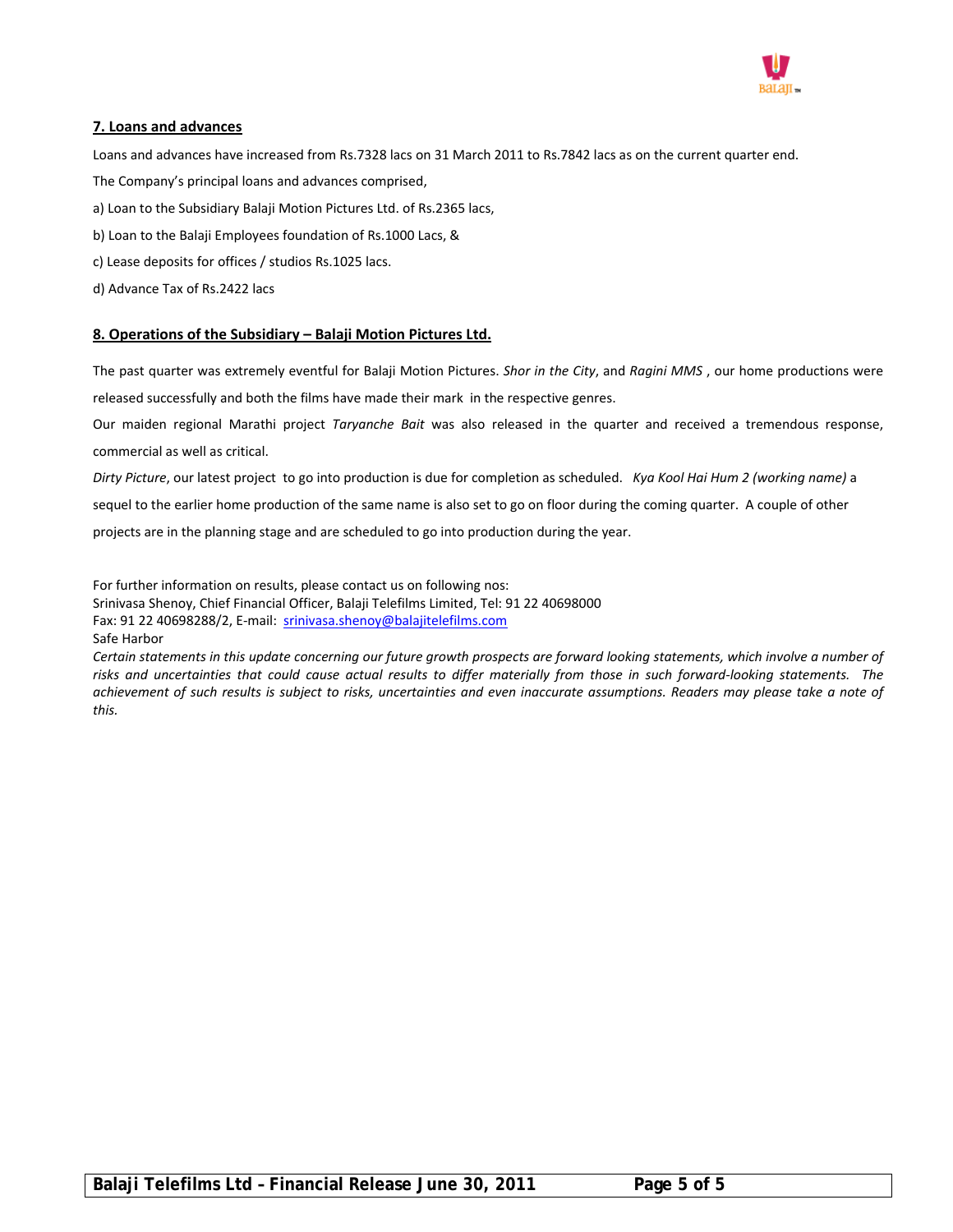## 7. Loans and advances

Loans and advances have increased from Rs.7328 lacs on 31 March 2011 to Rs.7842 lacs as on the current quarter end.

The Company's principal loans and advances comprised,

a) Loan to the Subsidiary Balaji Motion Pictures Ltd. of Rs.2365 lacs,

b) Loan to the Balaji Employees foundation of Rs.1000 Lacs, &

c) Lease deposits for offices / studios Rs.1025 lacs.

d) Advance Tax of Rs.2422 lacs

## 8. Operations of the Subsidiary – Balaji Motion Pictures Ltd.

The past quarter was extremely eventful for Balaji Motion Pictures. *Shor in the City*, and *Ragini MMS* , our home productions were released successfully and both the films have made their mark in the respective genres.

Our maiden regional Marathi project *Taryanche Bait* was also released in the quarter and received a tremendous response, commercial as well as critical.

*Dirty Picture*, our latest project to go into production is due for completion as scheduled. *Kya Kool Hai Hum 2 (working name)* a sequel to the earlier home production of the same name is also set to go on floor during the coming quarter. A couple of other projects are in the planning stage and are scheduled to go into production during the year.

For further information on results, please contact us on following nos:
Srinivasa Shenoy, Chief Financial Officer, Balaji Telefilms Limited, Tel: 91 22 40698000
Fax: 91 22 40698288/2, E-mail: srinivasa.shenoy@balajitelefilms.com
Safe Harbor
*Certain statements in this update concerning our future growth prospects are forward looking statements, which involve a number of risks and uncertainties that could cause actual results to differ materially from those in such forward-looking statements. The achievement of such results is subject to risks, uncertainties and even inaccurate assumptions. Readers may please take a note of this.*